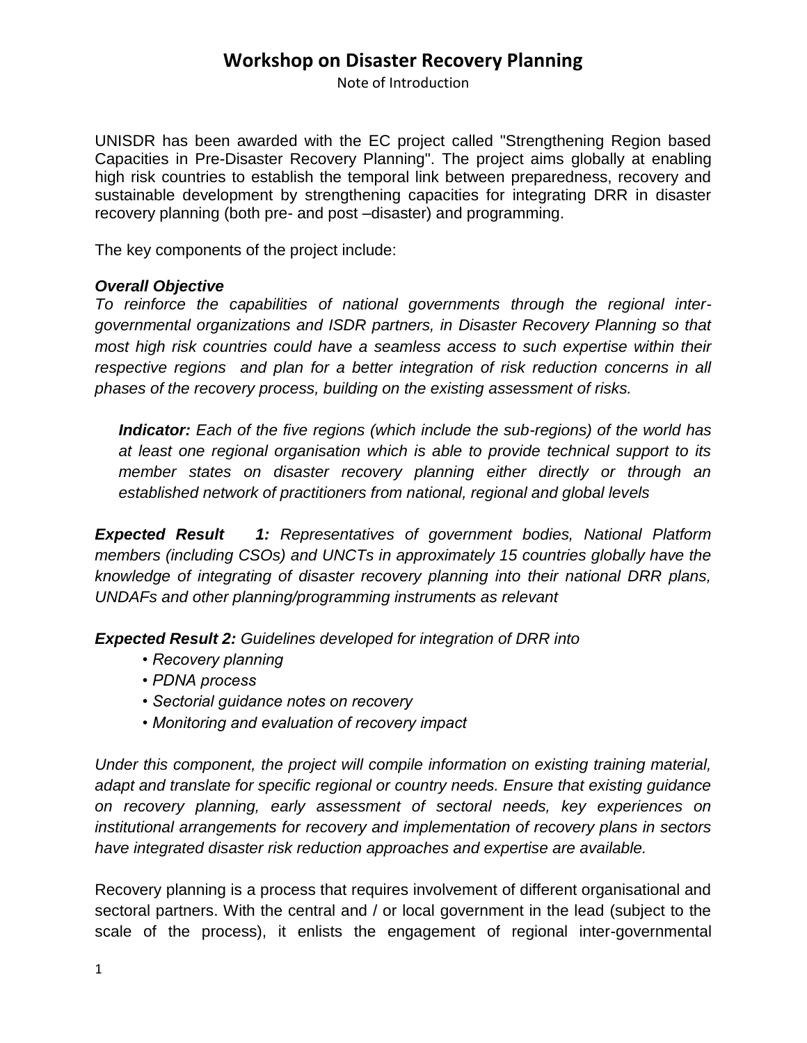# Workshop on Disaster Recovery Planning

Note of Introduction

UNISDR has been awarded with the EC project called "Strengthening Region based Capacities in Pre-Disaster Recovery Planning". The project aims globally at enabling high risk countries to establish the temporal link between preparedness, recovery and sustainable development by strengthening capacities for integrating DRR in disaster recovery planning (both pre- and post –disaster) and programming.

The key components of the project include:

***Overall Objective***

*To reinforce the capabilities of national governments through the regional inter-governmental organizations and ISDR partners, in Disaster Recovery Planning so that most high risk countries could have a seamless access to such expertise within their respective regions and plan for a better integration of risk reduction concerns in all phases of the recovery process, building on the existing assessment of risks.*

> ***Indicator:*** *Each of the five regions (which include the sub-regions) of the world has at least one regional organisation which is able to provide technical support to its member states on disaster recovery planning either directly or through an established network of practitioners from national, regional and global levels*

***Expected Result 1:*** *Representatives of government bodies, National Platform members (including CSOs) and UNCTs in approximately 15 countries globally have the knowledge of integrating of disaster recovery planning into their national DRR plans, UNDAFs and other planning/programming instruments as relevant*

***Expected Result 2:*** *Guidelines developed for integration of DRR into*

- *Recovery planning*
- *PDNA process*
- *Sectorial guidance notes on recovery*
- *Monitoring and evaluation of recovery impact*

*Under this component, the project will compile information on existing training material, adapt and translate for specific regional or country needs. Ensure that existing guidance on recovery planning, early assessment of sectoral needs, key experiences on institutional arrangements for recovery and implementation of recovery plans in sectors have integrated disaster risk reduction approaches and expertise are available.*

Recovery planning is a process that requires involvement of different organisational and sectoral partners. With the central and / or local government in the lead (subject to the scale of the process), it enlists the engagement of regional inter-governmental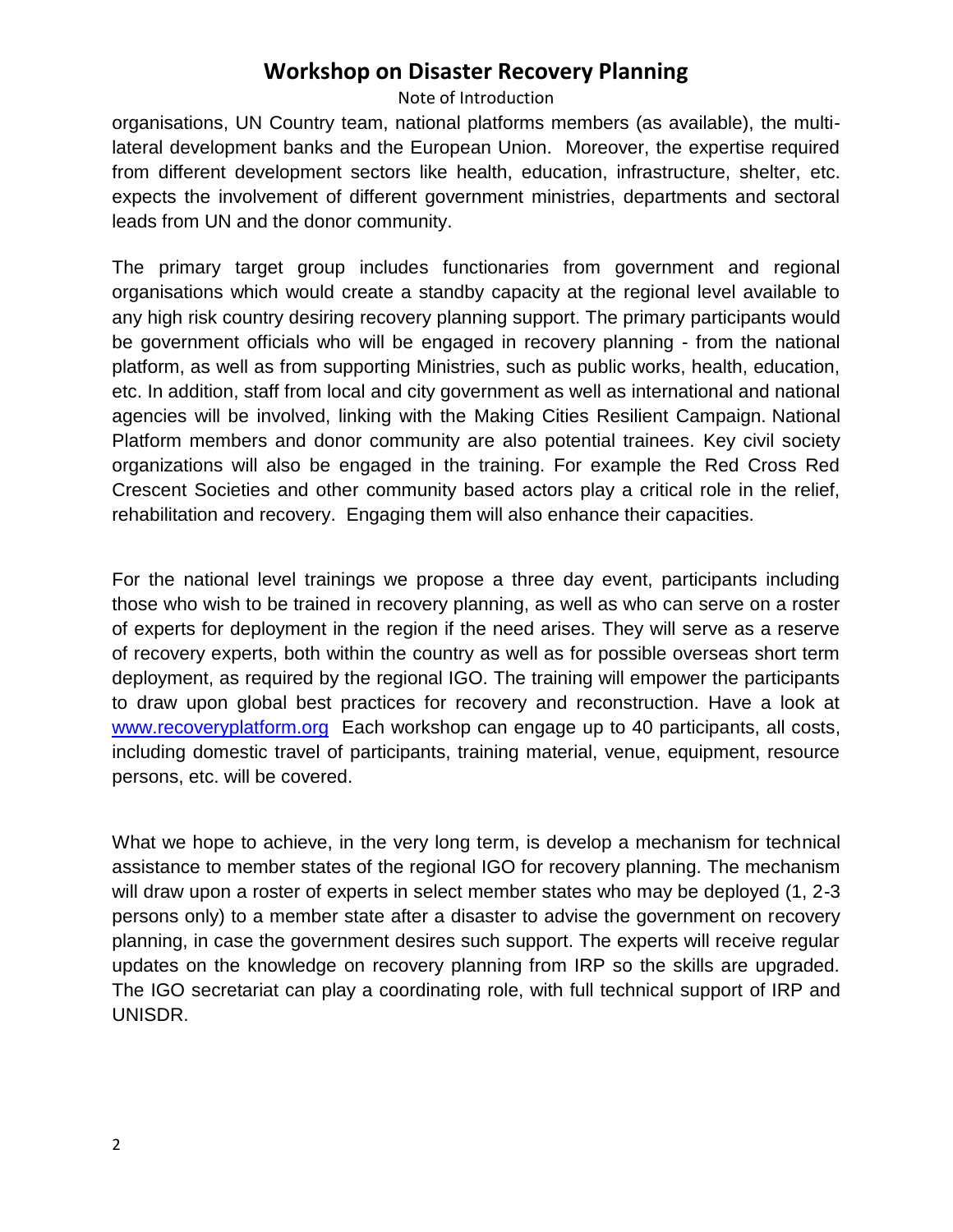organisations, UN Country team, national platforms members (as available), the multi-lateral development banks and the European Union. Moreover, the expertise required from different development sectors like health, education, infrastructure, shelter, etc. expects the involvement of different government ministries, departments and sectoral leads from UN and the donor community.

The primary target group includes functionaries from government and regional organisations which would create a standby capacity at the regional level available to any high risk country desiring recovery planning support. The primary participants would be government officials who will be engaged in recovery planning - from the national platform, as well as from supporting Ministries, such as public works, health, education, etc. In addition, staff from local and city government as well as international and national agencies will be involved, linking with the Making Cities Resilient Campaign. National Platform members and donor community are also potential trainees. Key civil society organizations will also be engaged in the training. For example the Red Cross Red Crescent Societies and other community based actors play a critical role in the relief, rehabilitation and recovery. Engaging them will also enhance their capacities.

For the national level trainings we propose a three day event, participants including those who wish to be trained in recovery planning, as well as who can serve on a roster of experts for deployment in the region if the need arises. They will serve as a reserve of recovery experts, both within the country as well as for possible overseas short term deployment, as required by the regional IGO. The training will empower the participants to draw upon global best practices for recovery and reconstruction. Have a look at [www.recoveryplatform.org](http://www.recoveryplatform.org) Each workshop can engage up to 40 participants, all costs, including domestic travel of participants, training material, venue, equipment, resource persons, etc. will be covered.

What we hope to achieve, in the very long term, is develop a mechanism for technical assistance to member states of the regional IGO for recovery planning. The mechanism will draw upon a roster of experts in select member states who may be deployed (1, 2-3 persons only) to a member state after a disaster to advise the government on recovery planning, in case the government desires such support. The experts will receive regular updates on the knowledge on recovery planning from IRP so the skills are upgraded. The IGO secretariat can play a coordinating role, with full technical support of IRP and UNISDR.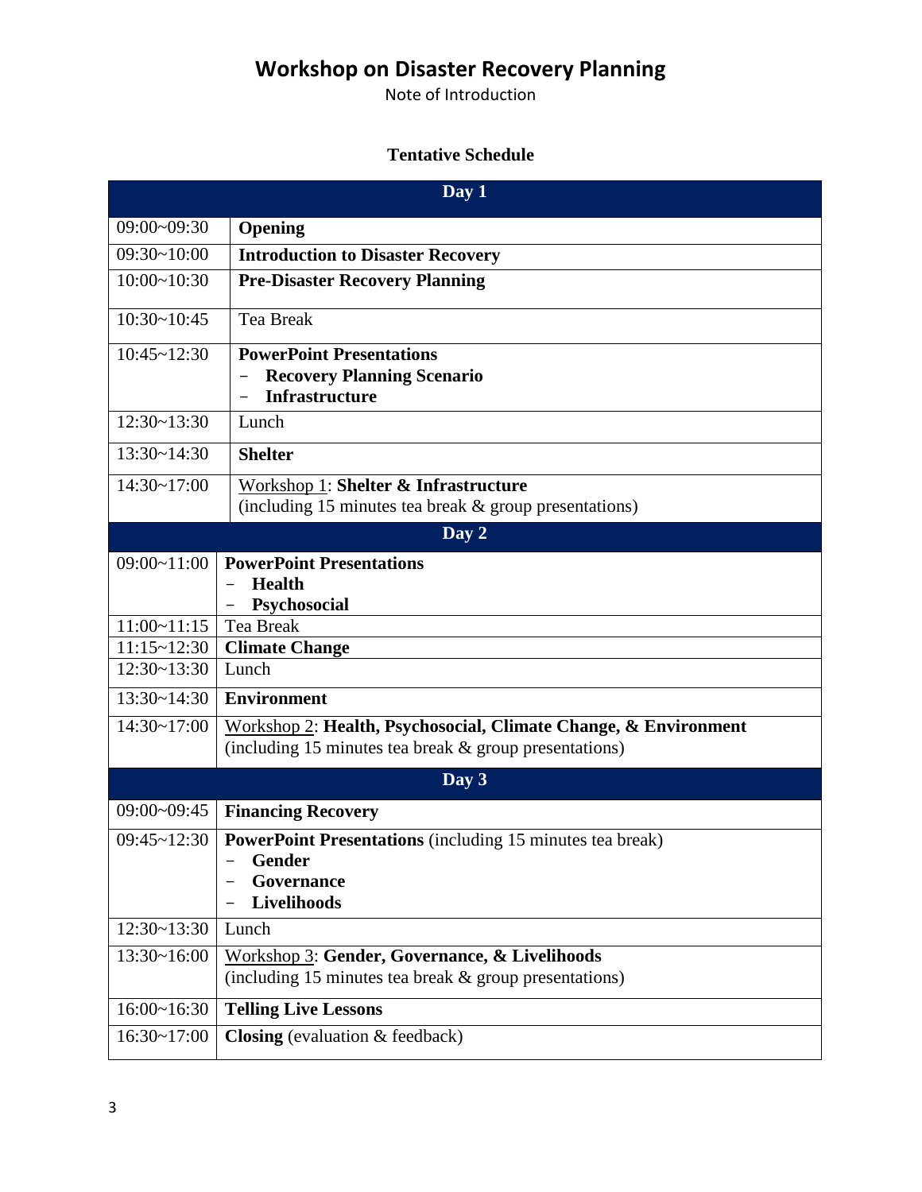# Workshop on Disaster Recovery Planning

Note of Introduction

**Tentative Schedule**

| | |
|---|---|
| **Day 1** | |
| 09:00~09:30 | **Opening** |
| 09:30~10:00 | **Introduction to Disaster Recovery** |
| 10:00~10:30 | **Pre-Disaster Recovery Planning** |
| 10:30~10:45 | Tea Break |
| 10:45~12:30 | **PowerPoint Presentations**<br>– **Recovery Planning Scenario**<br>– **Infrastructure** |
| 12:30~13:30 | Lunch |
| 13:30~14:30 | **Shelter** |
| 14:30~17:00 | Workshop 1: **Shelter & Infrastructure**<br>(including 15 minutes tea break & group presentations) |
| **Day 2** | |
| 09:00~11:00 | **PowerPoint Presentations**<br>– **Health**<br>– **Psychosocial** |
| 11:00~11:15 | Tea Break |
| 11:15~12:30 | **Climate Change** |
| 12:30~13:30 | Lunch |
| 13:30~14:30 | **Environment** |
| 14:30~17:00 | Workshop 2: **Health, Psychosocial, Climate Change, & Environment**<br>(including 15 minutes tea break & group presentations) |
| **Day 3** | |
| 09:00~09:45 | **Financing Recovery** |
| 09:45~12:30 | **PowerPoint Presentations** (including 15 minutes tea break)<br>– **Gender**<br>– **Governance**<br>– **Livelihoods** |
| 12:30~13:30 | Lunch |
| 13:30~16:00 | Workshop 3: **Gender, Governance, & Livelihoods**<br>(including 15 minutes tea break & group presentations) |
| 16:00~16:30 | **Telling Live Lessons** |
| 16:30~17:00 | **Closing** (evaluation & feedback) |